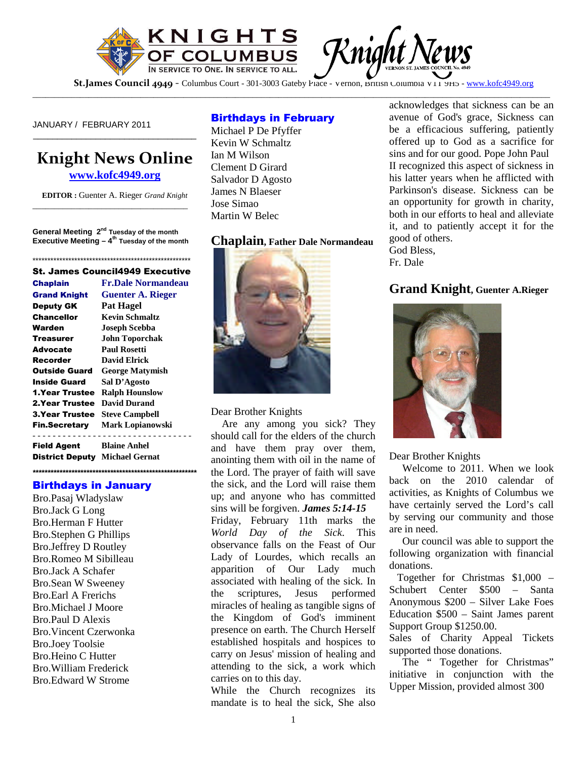# KNIGHTS OF COLUMBUS — Knight News

IN SERVICE TO ONE. IN SERVICE TO ALL.

VERNON ST. JAMES COUNCIL No. 4949

**St.James Council 4949** - Columbus Court - 301-3003 Gateby Place - Vernon, British Columbia V1T 9H5 - www.kofc4949.org

JANUARY / FEBRUARY 2011

## Knight News Online

**www.kofc4949.org**

**EDITOR :** Guenter A. Rieger *Grand Knight*

**General Meeting 2nd Tuesday of the month**
**Executive Meeting – 4th Tuesday of the month**

### St. James Council4949 Executive

| | |
|---|---|
| **Chaplain** | **Fr.Dale Normandeau** |
| **Grand Knight** | **Guenter A. Rieger** |
| **Deputy GK** | **Pat Hagel** |
| **Chancellor** | **Kevin Schmaltz** |
| **Warden** | **Joseph Scebba** |
| **Treasurer** | **John Toporchak** |
| **Advocate** | **Paul Rosetti** |
| **Recorder** | **David Elrick** |
| **Outside Guard** | **George Matymish** |
| **Inside Guard** | **Sal D'Agosto** |
| **1.Year Trustee** | **Ralph Hounslow** |
| **2.Year Trustee** | **David Durand** |
| **3.Year Trustee** | **Steve Campbell** |
| **Fin.Secretary** | **Mark Lopianowski** |
| **Field Agent** | **Blaine Anhel** |
| **District Deputy** | **Michael Gernat** |

### Birthdays in January

Bro.Pasaj Wladyslaw
Bro.Jack G Long
Bro.Herman F Hutter
Bro.Stephen G Phillips
Bro.Jeffrey D Routley
Bro.Romeo M Sibilleau
Bro.Jack A Schafer
Bro.Sean W Sweeney
Bro.Earl A Frerichs
Bro.Michael J Moore
Bro.Paul D Alexis
Bro.Vincent Czerwonka
Bro.Joey Toolsie
Bro.Heino C Hutter
Bro.William Frederick
Bro.Edward W Strome

### Birthdays in February

Michael P De Pfyffer
Kevin W Schmaltz
Ian M Wilson
Clement D Girard
Salvador D Agosto
James N Blaeser
Jose Simao
Martin W Belec

## Chaplain, Father Dale Normandeau

Dear Brother Knights

Are any among you sick? They should call for the elders of the church and have them pray over them, anointing them with oil in the name of the Lord. The prayer of faith will save the sick, and the Lord will raise them up; and anyone who has committed sins will be forgiven. ***James 5:14-15***

Friday, February 11th marks the *World Day of the Sick*. This observance falls on the Feast of Our Lady of Lourdes, which recalls an apparition of Our Lady much associated with healing of the sick. In the scriptures, Jesus performed miracles of healing as tangible signs of the Kingdom of God's imminent presence on earth. The Church Herself established hospitals and hospices to carry on Jesus' mission of healing and attending to the sick, a work which carries on to this day.

While the Church recognizes its mandate is to heal the sick, She also acknowledges that sickness can be an avenue of God's grace, Sickness can be a efficacious suffering, patiently offered up to God as a sacrifice for sins and for our good. Pope John Paul II recognized this aspect of sickness in his latter years when he afflicted with Parkinson's disease. Sickness can be an opportunity for growth in charity, both in our efforts to heal and alleviate it, and to patiently accept it for the good of others.

God Bless,
Fr. Dale

## Grand Knight, Guenter A.Rieger

Dear Brother Knights

Welcome to 2011. When we look back on the 2010 calendar of activities, as Knights of Columbus we have certainly served the Lord's call by serving our community and those are in need.

Our council was able to support the following organization with financial donations.

Together for Christmas $1,000 – Schubert Center $500 – Santa Anonymous $200 – Silver Lake Foes Education $500 – Saint James parent Support Group $1250.00.

Sales of Charity Appeal Tickets supported those donations.

The " Together for Christmas" initiative in conjunction with the Upper Mission, provided almost 300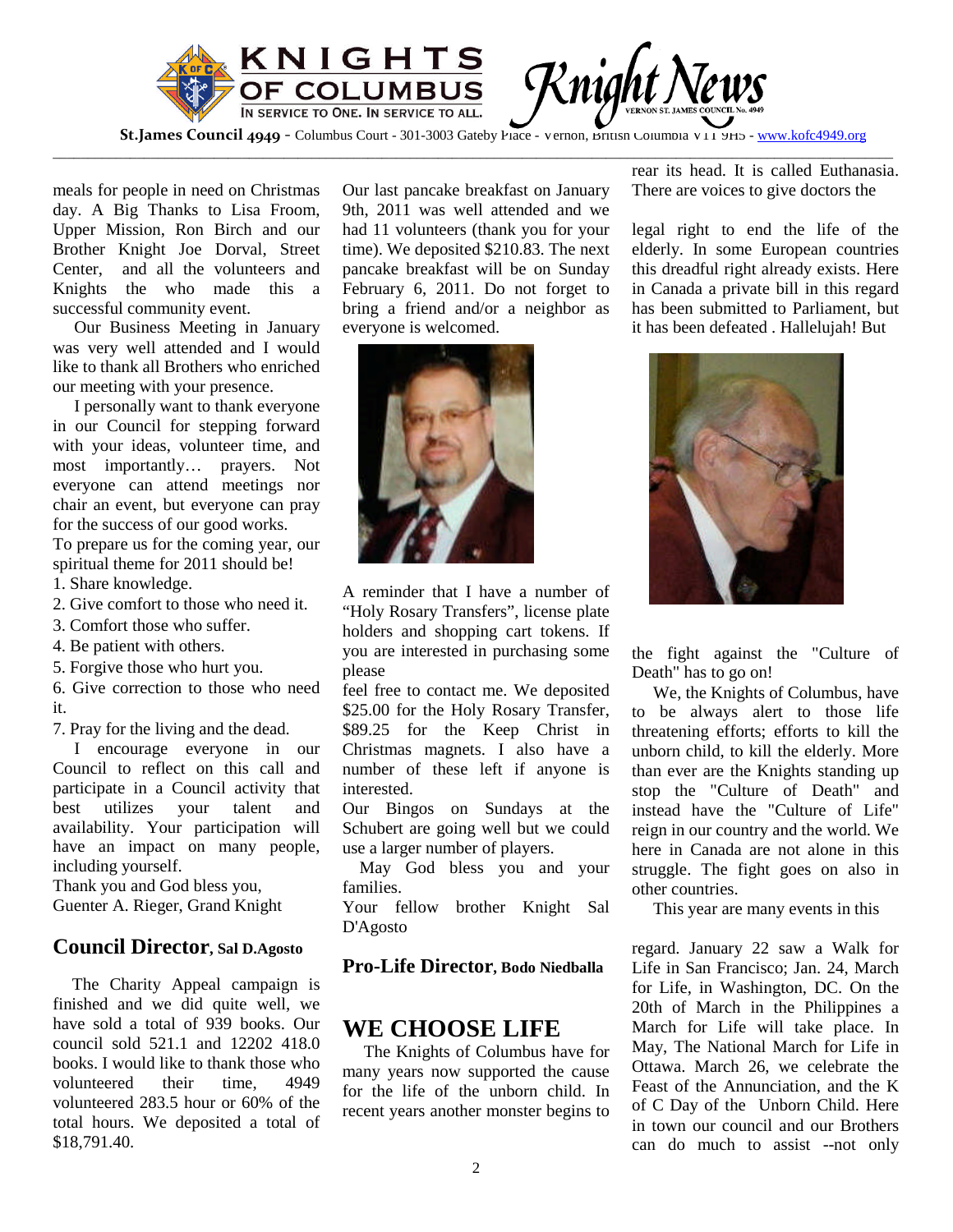meals for people in need on Christmas day. A Big Thanks to Lisa Froom, Upper Mission, Ron Birch and our Brother Knight Joe Dorval, Street Center, and all the volunteers and Knights the who made this a successful community event.

Our Business Meeting in January was very well attended and I would like to thank all Brothers who enriched our meeting with your presence.

I personally want to thank everyone in our Council for stepping forward with your ideas, volunteer time, and most importantly… prayers. Not everyone can attend meetings nor chair an event, but everyone can pray for the success of our good works.

To prepare us for the coming year, our spiritual theme for 2011 should be!

1. Share knowledge.
2. Give comfort to those who need it.
3. Comfort those who suffer.
4. Be patient with others.
5. Forgive those who hurt you.
6. Give correction to those who need it.
7. Pray for the living and the dead.

I encourage everyone in our Council to reflect on this call and participate in a Council activity that best utilizes your talent and availability. Your participation will have an impact on many people, including yourself.

Thank you and God bless you,
Guenter A. Rieger, Grand Knight

## Council Director, Sal D.Agosto

The Charity Appeal campaign is finished and we did quite well, we have sold a total of 939 books. Our council sold 521.1 and 12202 418.0 books. I would like to thank those who volunteered their time, 4949 volunteered 283.5 hour or 60% of the total hours. We deposited a total of $18,791.40.

Our last pancake breakfast on January 9th, 2011 was well attended and we had 11 volunteers (thank you for your time). We deposited $210.83. The next pancake breakfast will be on Sunday February 6, 2011. Do not forget to bring a friend and/or a neighbor as everyone is welcomed.

A reminder that I have a number of "Holy Rosary Transfers", license plate holders and shopping cart tokens. If you are interested in purchasing some please feel free to contact me. We deposited $25.00 for the Holy Rosary Transfer, $89.25 for the Keep Christ in Christmas magnets. I also have a number of these left if anyone is interested.

Our Bingos on Sundays at the Schubert are going well but we could use a larger number of players.

May God bless you and your families.

Your fellow brother Knight Sal D'Agosto

## Pro-Life Director, Bodo Niedballa

# WE CHOOSE LIFE

The Knights of Columbus have for many years now supported the cause for the life of the unborn child. In recent years another monster begins to rear its head. It is called Euthanasia. There are voices to give doctors the legal right to end the life of the elderly. In some European countries this dreadful right already exists. Here in Canada a private bill in this regard has been submitted to Parliament, but it has been defeated . Hallelujah! But the fight against the "Culture of Death" has to go on!

We, the Knights of Columbus, have to be always alert to those life threatening efforts; efforts to kill the unborn child, to kill the elderly. More than ever are the Knights standing up stop the "Culture of Death" and instead have the "Culture of Life" reign in our country and the world. We here in Canada are not alone in this struggle. The fight goes on also in other countries.

This year are many events in this regard. January 22 saw a Walk for Life in San Francisco; Jan. 24, March for Life, in Washington, DC. On the 20th of March in the Philippines a March for Life will take place. In May, The National March for Life in Ottawa. March 26, we celebrate the Feast of the Annunciation, and the K of C Day of the Unborn Child. Here in town our council and our Brothers can do much to assist --not only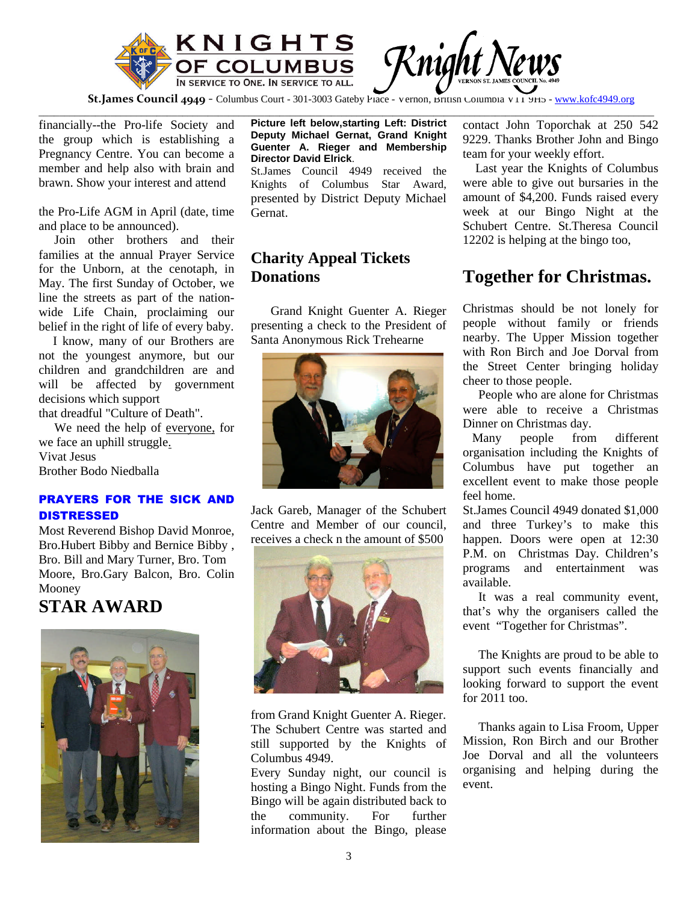financially--the Pro-life Society and the group which is establishing a Pregnancy Centre. You can become a member and help also with brain and brawn. Show your interest and attend

the Pro-Life AGM in April (date, time and place to be announced).

Join other brothers and their families at the annual Prayer Service for the Unborn, at the cenotaph, in May. The first Sunday of October, we line the streets as part of the nation-wide Life Chain, proclaiming our belief in the right of life of every baby.

I know, many of our Brothers are not the youngest anymore, but our children and grandchildren are and will be affected by government decisions which support that dreadful "Culture of Death".

We need the help of everyone, for we face an uphill struggle.

Vivat Jesus

Brother Bodo Niedballa

### PRAYERS FOR THE SICK AND DISTRESSED

Most Reverend Bishop David Monroe, Bro.Hubert Bibby and Bernice Bibby , Bro. Bill and Mary Turner, Bro. Tom Moore, Bro.Gary Balcon, Bro. Colin Mooney

## STAR AWARD

**Picture left below,starting Left: District Deputy Michael Gernat, Grand Knight Guenter A. Rieger and Membership Director David Elrick**.

St.James Council 4949 received the Knights of Columbus Star Award, presented by District Deputy Michael Gernat.

## Charity Appeal Tickets Donations

Grand Knight Guenter A. Rieger presenting a check to the President of Santa Anonymous Rick Trehearne

Jack Gareb, Manager of the Schubert Centre and Member of our council, receives a check n the amount of $500

from Grand Knight Guenter A. Rieger. The Schubert Centre was started and still supported by the Knights of Columbus 4949.

Every Sunday night, our council is hosting a Bingo Night. Funds from the Bingo will be again distributed back to the community. For further information about the Bingo, please contact John Toporchak at 250 542 9229. Thanks Brother John and Bingo team for your weekly effort.

Last year the Knights of Columbus were able to give out bursaries in the amount of $4,200. Funds raised every week at our Bingo Night at the Schubert Centre. St.Theresa Council 12202 is helping at the bingo too,

## Together for Christmas.

Christmas should be not lonely for people without family or friends nearby. The Upper Mission together with Ron Birch and Joe Dorval from the Street Center bringing holiday cheer to those people.

People who are alone for Christmas were able to receive a Christmas Dinner on Christmas day.

Many people from different organisation including the Knights of Columbus have put together an excellent event to make those people feel home.

St.James Council 4949 donated $1,000 and three Turkey's to make this happen. Doors were open at 12:30 P.M. on Christmas Day. Children's programs and entertainment was available.

It was a real community event, that's why the organisers called the event "Together for Christmas".

The Knights are proud to be able to support such events financially and looking forward to support the event for 2011 too.

Thanks again to Lisa Froom, Upper Mission, Ron Birch and our Brother Joe Dorval and all the volunteers organising and helping during the event.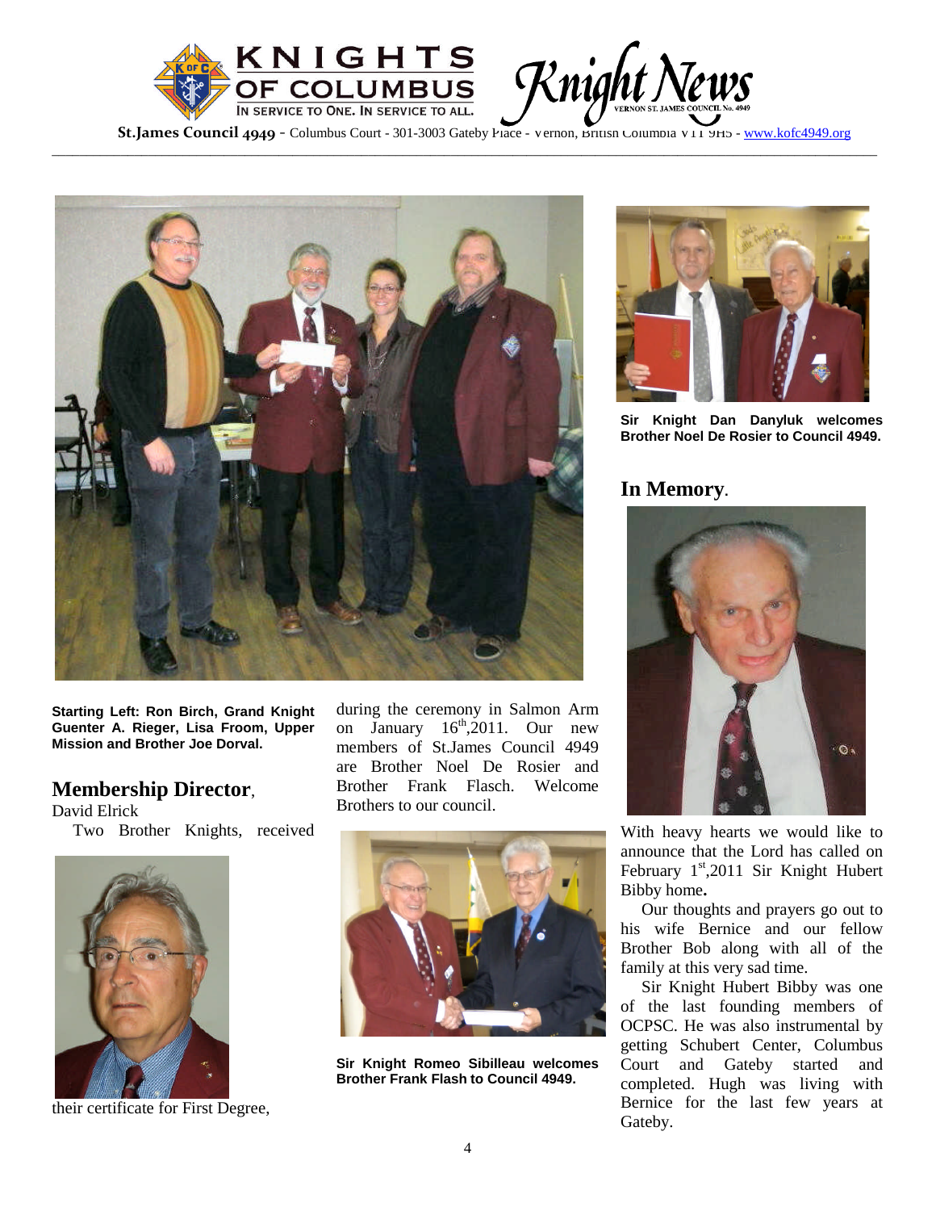Starting Left: Ron Birch, Grand Knight Guenter A. Rieger, Lisa Froom, Upper Mission and Brother Joe Dorval.

## Membership Director,

David Elrick

Two Brother Knights, received their certificate for First Degree, during the ceremony in Salmon Arm on January 16th,2011. Our new members of St.James Council 4949 are Brother Noel De Rosier and Brother Frank Flasch. Welcome Brothers to our council.

**Sir Knight Romeo Sibilleau welcomes Brother Frank Flash to Council 4949.**

**Sir Knight Dan Danyluk welcomes Brother Noel De Rosier to Council 4949.**

## In Memory.

With heavy hearts we would like to announce that the Lord has called on February 1st,2011 Sir Knight Hubert Bibby home**.**

Our thoughts and prayers go out to his wife Bernice and our fellow Brother Bob along with all of the family at this very sad time.

Sir Knight Hubert Bibby was one of the last founding members of OCPSC. He was also instrumental by getting Schubert Center, Columbus Court and Gateby started and completed. Hugh was living with Bernice for the last few years at Gateby.